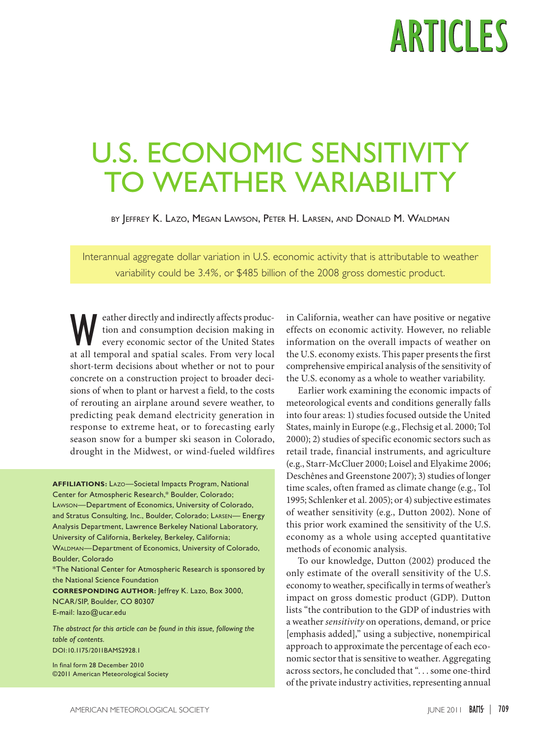# U.S. ECONOMIC SENSITIVITY TO WEATHER VARIABILITY

BY JEFFREY K. LAZO, MEGAN LAWSON, PETER H. LARSEN, AND DONALD M. WALDMAN

Interannual aggregate dollar variation in U.S. economic activity that is attributable to weather variability could be 3.4%, or $485 billion of the 2008 gross domestic product.

Weather directly and indirectly affects production and consumption decision making in every economic sector of the United States at all temporal and spatial scales. From very local short-term decisions about whether or not to pour concrete on a construction project to broader decisions of when to plant or harvest a field, to the costs of rerouting an airplane around severe weather, to predicting peak demand electricity generation in response to extreme heat, or to forecasting early season snow for a bumper ski season in Colorado, drought in the Midwest, or wind-fueled wildfires in California, weather can have positive or negative effects on economic activity. However, no reliable information on the overall impacts of weather on the U.S. economy exists. This paper presents the first comprehensive empirical analysis of the sensitivity of the U.S. economy as a whole to weather variability.

Earlier work examining the economic impacts of meteorological events and conditions generally falls into four areas: 1) studies focused outside the United States, mainly in Europe (e.g., Flechsig et al. 2000; Tol 2000); 2) studies of specific economic sectors such as retail trade, financial instruments, and agriculture (e.g., Starr-McCluer 2000; Loisel and Elyakime 2006; Deschênes and Greenstone 2007); 3) studies of longer time scales, often framed as climate change (e.g., Tol 1995; Schlenker et al. 2005); or 4) subjective estimates of weather sensitivity (e.g., Dutton 2002). None of this prior work examined the sensitivity of the U.S. economy as a whole using accepted quantitative methods of economic analysis.

To our knowledge, Dutton (2002) produced the only estimate of the overall sensitivity of the U.S. economy to weather, specifically in terms of weather's impact on gross domestic product (GDP). Dutton lists "the contribution to the GDP of industries with a weather *sensitivity* on operations, demand, or price [emphasis added]," using a subjective, nonempirical approach to approximate the percentage of each economic sector that is sensitive to weather. Aggregating across sectors, he concluded that ". . . some one-third of the private industry activities, representing annual

**AFFILIATIONS:** LAZO—Societal Impacts Program, National Center for Atmospheric Research,* Boulder, Colorado; LAWSON—Department of Economics, University of Colorado, and Stratus Consulting, Inc., Boulder, Colorado; LARSEN— Energy Analysis Department, Lawrence Berkeley National Laboratory, University of California, Berkeley, Berkeley, California; WALDMAN—Department of Economics, University of Colorado, Boulder, Colorado

*The National Center for Atmospheric Research is sponsored by the National Science Foundation

**CORRESPONDING AUTHOR:** Jeffrey K. Lazo, Box 3000, NCAR/SIP, Boulder, CO 80307

E-mail: lazo@ucar.edu

*The abstract for this article can be found in this issue, following the table of contents.*

DOI:10.1175/2011BAMS2928.1

In final form 28 December 2010

©2011 American Meteorological Society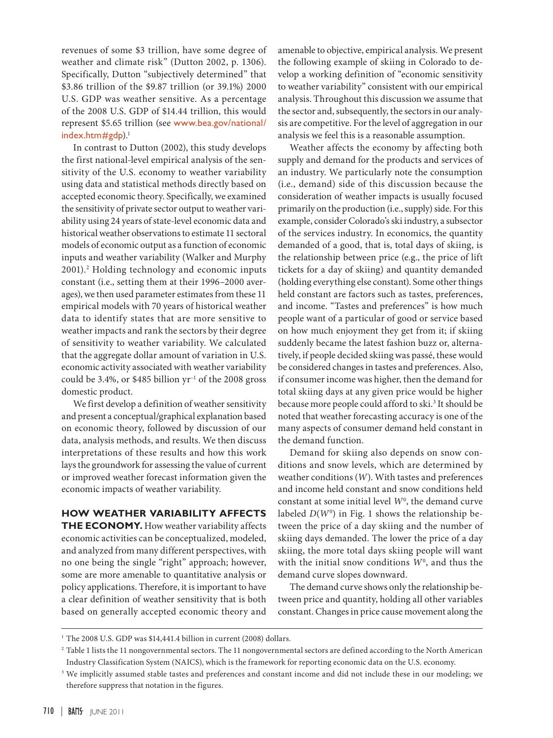revenues of some $3 trillion, have some degree of weather and climate risk" (Dutton 2002, p. 1306). Specifically, Dutton "subjectively determined" that $3.86 trillion of the $9.87 trillion (or 39.1%) 2000 U.S. GDP was weather sensitive. As a percentage of the 2008 U.S. GDP of $14.44 trillion, this would represent $5.65 trillion (see www.bea.gov/national/index.htm#gdp).[1]

In contrast to Dutton (2002), this study develops the first national-level empirical analysis of the sensitivity of the U.S. economy to weather variability using data and statistical methods directly based on accepted economic theory. Specifically, we examined the sensitivity of private sector output to weather variability using 24 years of state-level economic data and historical weather observations to estimate 11 sectoral models of economic output as a function of economic inputs and weather variability (Walker and Murphy 2001).[2] Holding technology and economic inputs constant (i.e., setting them at their 1996–2000 averages), we then used parameter estimates from these 11 empirical models with 70 years of historical weather data to identify states that are more sensitive to weather impacts and rank the sectors by their degree of sensitivity to weather variability. We calculated that the aggregate dollar amount of variation in U.S. economic activity associated with weather variability could be 3.4%, or $485 billion yr$^{-1}$ of the 2008 gross domestic product.

We first develop a definition of weather sensitivity and present a conceptual/graphical explanation based on economic theory, followed by discussion of our data, analysis methods, and results. We then discuss interpretations of these results and how this work lays the groundwork for assessing the value of current or improved weather forecast information given the economic impacts of weather variability.

## HOW WEATHER VARIABILITY AFFECTS THE ECONOMY.

How weather variability affects economic activities can be conceptualized, modeled, and analyzed from many different perspectives, with no one being the single "right" approach; however, some are more amenable to quantitative analysis or policy applications. Therefore, it is important to have a clear definition of weather sensitivity that is both based on generally accepted economic theory and amenable to objective, empirical analysis. We present the following example of skiing in Colorado to develop a working definition of "economic sensitivity to weather variability" consistent with our empirical analysis. Throughout this discussion we assume that the sector and, subsequently, the sectors in our analysis are competitive. For the level of aggregation in our analysis we feel this is a reasonable assumption.

Weather affects the economy by affecting both supply and demand for the products and services of an industry. We particularly note the consumption (i.e., demand) side of this discussion because the consideration of weather impacts is usually focused primarily on the production (i.e., supply) side. For this example, consider Colorado's ski industry, a subsector of the services industry. In economics, the quantity demanded of a good, that is, total days of skiing, is the relationship between price (e.g., the price of lift tickets for a day of skiing) and quantity demanded (holding everything else constant). Some other things held constant are factors such as tastes, preferences, and income. "Tastes and preferences" is how much people want of a particular of good or service based on how much enjoyment they get from it; if skiing suddenly became the latest fashion buzz or, alternatively, if people decided skiing was passé, these would be considered changes in tastes and preferences. Also, if consumer income was higher, then the demand for total skiing days at any given price would be higher because more people could afford to ski.[3] It should be noted that weather forecasting accuracy is one of the many aspects of consumer demand held constant in the demand function.

Demand for skiing also depends on snow conditions and snow levels, which are determined by weather conditions ($W$). With tastes and preferences and income held constant and snow conditions held constant at some initial level $W^0$, the demand curve labeled $D(W^0)$ in Fig. 1 shows the relationship between the price of a day skiing and the number of skiing days demanded. The lower the price of a day skiing, the more total days skiing people will want with the initial snow conditions $W^0$, and thus the demand curve slopes downward.

The demand curve shows only the relationship between price and quantity, holding all other variables constant. Changes in price cause movement along the

---

[1] The 2008 U.S. GDP was $14,441.4 billion in current (2008) dollars.

[2] Table 1 lists the 11 nongovernmental sectors. The 11 nongovernmental sectors are defined according to the North American Industry Classification System (NAICS), which is the framework for reporting economic data on the U.S. economy.

[3] We implicitly assumed stable tastes and preferences and constant income and did not include these in our modeling; we therefore suppress that notation in the figures.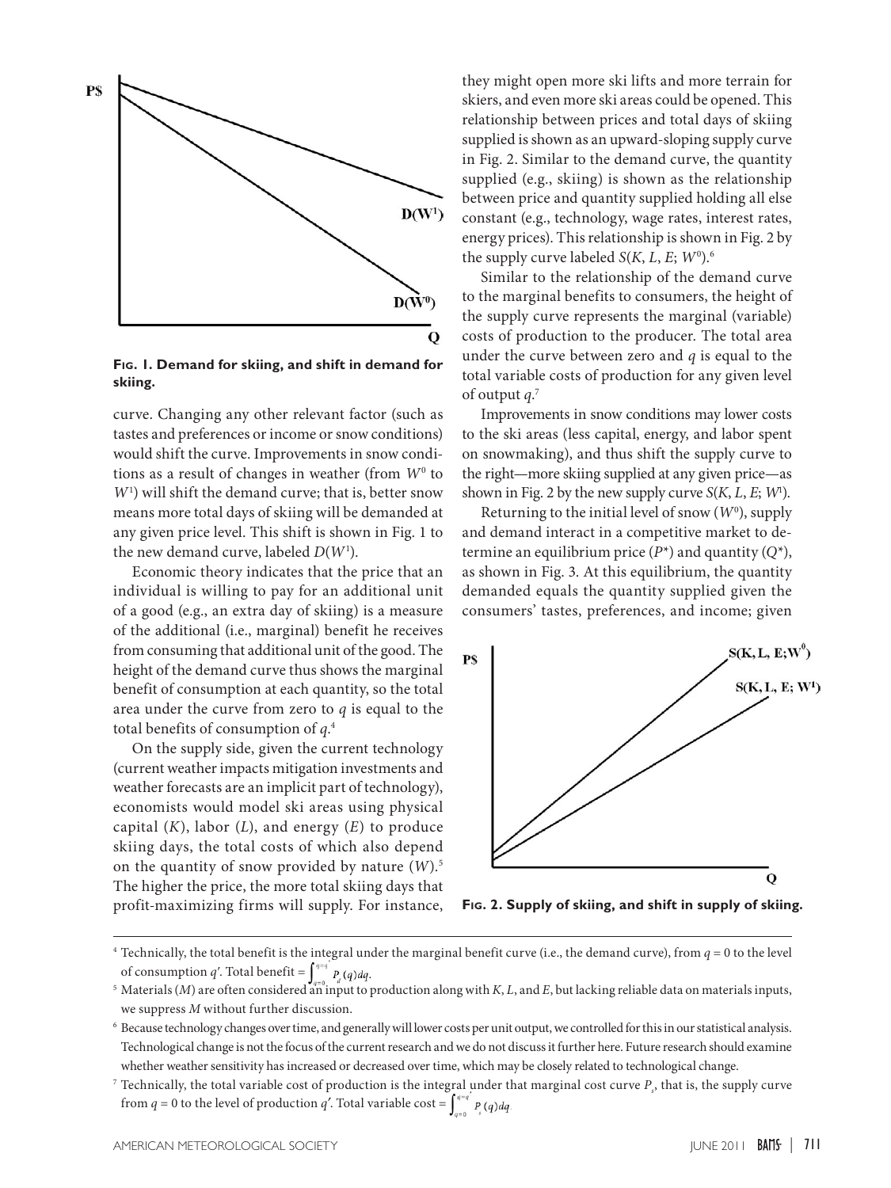**Fig. 1. Demand for skiing, and shift in demand for skiing.**

curve. Changing any other relevant factor (such as tastes and preferences or income or snow conditions) would shift the curve. Improvements in snow conditions as a result of changes in weather (from $W^0$ to $W^1$) will shift the demand curve; that is, better snow means more total days of skiing will be demanded at any given price level. This shift is shown in Fig. 1 to the new demand curve, labeled $D(W^1)$.

Economic theory indicates that the price that an individual is willing to pay for an additional unit of a good (e.g., an extra day of skiing) is a measure of the additional (i.e., marginal) benefit he receives from consuming that additional unit of the good. The height of the demand curve thus shows the marginal benefit of consumption at each quantity, so the total area under the curve from zero to $q$ is equal to the total benefits of consumption of $q$.[4]

On the supply side, given the current technology (current weather impacts mitigation investments and weather forecasts are an implicit part of technology), economists would model ski areas using physical capital ($K$), labor ($L$), and energy ($E$) to produce skiing days, the total costs of which also depend on the quantity of snow provided by nature ($W$).[5] The higher the price, the more total skiing days that profit-maximizing firms will supply. For instance, they might open more ski lifts and more terrain for skiers, and even more ski areas could be opened. This relationship between prices and total days of skiing supplied is shown as an upward-sloping supply curve in Fig. 2. Similar to the demand curve, the quantity supplied (e.g., skiing) is shown as the relationship between price and quantity supplied holding all else constant (e.g., technology, wage rates, interest rates, energy prices). This relationship is shown in Fig. 2 by the supply curve labeled $S(K, L, E; W^0)$.[6]

Similar to the relationship of the demand curve to the marginal benefits to consumers, the height of the supply curve represents the marginal (variable) costs of production to the producer. The total area under the curve between zero and $q$ is equal to the total variable costs of production for any given level of output $q$.[7]

Improvements in snow conditions may lower costs to the ski areas (less capital, energy, and labor spent on snowmaking), and thus shift the supply curve to the right—more skiing supplied at any given price—as shown in Fig. 2 by the new supply curve $S(K, L, E; W^1)$.

Returning to the initial level of snow ($W^0$), supply and demand interact in a competitive market to determine an equilibrium price ($P^*$) and quantity ($Q^*$), as shown in Fig. 3. At this equilibrium, the quantity demanded equals the quantity supplied given the consumers' tastes, preferences, and income; given

**Fig. 2. Supply of skiing, and shift in supply of skiing.**

[4] Technically, the total benefit is the integral under the marginal benefit curve (i.e., the demand curve), from $q = 0$ to the level of consumption $q'$. Total benefit = $\int_{q=0}^{q=q'} P_d(q)dq$.

[5] Materials ($M$) are often considered an input to production along with $K$, $L$, and $E$, but lacking reliable data on materials inputs, we suppress $M$ without further discussion.

[6] Because technology changes over time, and generally will lower costs per unit output, we controlled for this in our statistical analysis. Technological change is not the focus of the current research and we do not discuss it further here. Future research should examine whether weather sensitivity has increased or decreased over time, which may be closely related to technological change.

[7] Technically, the total variable cost of production is the integral under that marginal cost curve $P_s$, that is, the supply curve from $q = 0$ to the level of production $q'$. Total variable cost = $\int_{q=0}^{q=q'} P_s(q)dq$.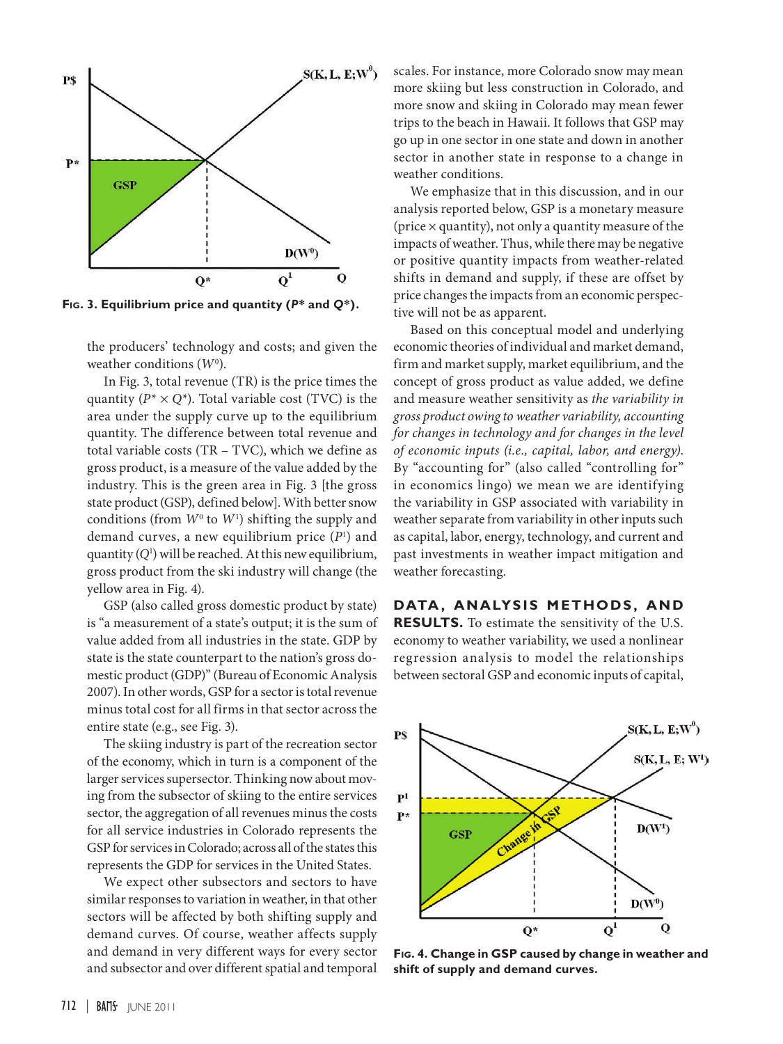P$

S(K, L, E; $W^0$)

P*

GSP

D($W^0$)

Q*

$Q^1$

Q

**Fig. 3. Equilibrium price and quantity (*P** and *Q**).**

the producers' technology and costs; and given the weather conditions ($W^0$).

In Fig. 3, total revenue (TR) is the price times the quantity ($P^* \times Q^*$). Total variable cost (TVC) is the area under the supply curve up to the equilibrium quantity. The difference between total revenue and total variable costs (TR – TVC), which we define as gross product, is a measure of the value added by the industry. This is the green area in Fig. 3 [the gross state product (GSP), defined below]. With better snow conditions (from $W^0$ to $W^1$) shifting the supply and demand curves, a new equilibrium price ($P^1$) and quantity ($Q^1$) will be reached. At this new equilibrium, gross product from the ski industry will change (the yellow area in Fig. 4).

GSP (also called gross domestic product by state) is "a measurement of a state's output; it is the sum of value added from all industries in the state. GDP by state is the state counterpart to the nation's gross domestic product (GDP)" (Bureau of Economic Analysis 2007). In other words, GSP for a sector is total revenue minus total cost for all firms in that sector across the entire state (e.g., see Fig. 3).

The skiing industry is part of the recreation sector of the economy, which in turn is a component of the larger services supersector. Thinking now about moving from the subsector of skiing to the entire services sector, the aggregation of all revenues minus the costs for all service industries in Colorado represents the GSP for services in Colorado; across all of the states this represents the GDP for services in the United States.

We expect other subsectors and sectors to have similar responses to variation in weather, in that other sectors will be affected by both shifting supply and demand curves. Of course, weather affects supply and demand in very different ways for every sector and subsector and over different spatial and temporal scales. For instance, more Colorado snow may mean more skiing but less construction in Colorado, and more snow and skiing in Colorado may mean fewer trips to the beach in Hawaii. It follows that GSP may go up in one sector in one state and down in another sector in another state in response to a change in weather conditions.

We emphasize that in this discussion, and in our analysis reported below, GSP is a monetary measure (price × quantity), not only a quantity measure of the impacts of weather. Thus, while there may be negative or positive quantity impacts from weather-related shifts in demand and supply, if these are offset by price changes the impacts from an economic perspective will not be as apparent.

Based on this conceptual model and underlying economic theories of individual and market demand, firm and market supply, market equilibrium, and the concept of gross product as value added, we define and measure weather sensitivity as *the variability in gross product owing to weather variability, accounting for changes in technology and for changes in the level of economic inputs (i.e., capital, labor, and energy).* By "accounting for" (also called "controlling for" in economics lingo) we mean we are identifying the variability in GSP associated with variability in weather separate from variability in other inputs such as capital, labor, energy, technology, and current and past investments in weather impact mitigation and weather forecasting.

## DATA, ANALYSIS METHODS, AND RESULTS.

To estimate the sensitivity of the U.S. economy to weather variability, we used a nonlinear regression analysis to model the relationships between sectoral GSP and economic inputs of capital,

P$

S(K, L, E; $W^0$)

S(K, L, E; $W^1$)

$P^1$

P*

GSP

Change in GSP

D($W^1$)

D($W^0$)

Q*

$Q^1$

Q

**Fig. 4. Change in GSP caused by change in weather and shift of supply and demand curves.**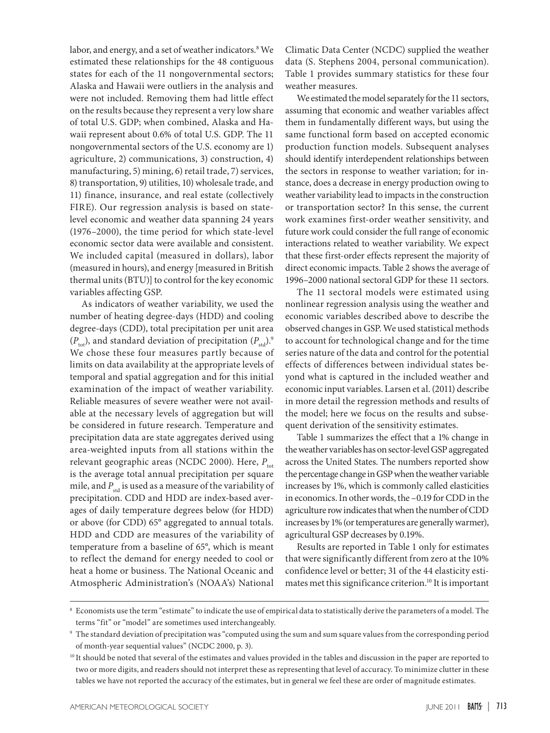labor, and energy, and a set of weather indicators.[8] We estimated these relationships for the 48 contiguous states for each of the 11 nongovernmental sectors; Alaska and Hawaii were outliers in the analysis and were not included. Removing them had little effect on the results because they represent a very low share of total U.S. GDP; when combined, Alaska and Hawaii represent about 0.6% of total U.S. GDP. The 11 nongovernmental sectors of the U.S. economy are 1) agriculture, 2) communications, 3) construction, 4) manufacturing, 5) mining, 6) retail trade, 7) services, 8) transportation, 9) utilities, 10) wholesale trade, and 11) finance, insurance, and real estate (collectively FIRE). Our regression analysis is based on state-level economic and weather data spanning 24 years (1976–2000), the time period for which state-level economic sector data were available and consistent. We included capital (measured in dollars), labor (measured in hours), and energy [measured in British thermal units (BTU)] to control for the key economic variables affecting GSP.

As indicators of weather variability, we used the number of heating degree-days (HDD) and cooling degree-days (CDD), total precipitation per unit area ($P_{tot}$), and standard deviation of precipitation ($P_{std}$).[9] We chose these four measures partly because of limits on data availability at the appropriate levels of temporal and spatial aggregation and for this initial examination of the impact of weather variability. Reliable measures of severe weather were not available at the necessary levels of aggregation but will be considered in future research. Temperature and precipitation data are state aggregates derived using area-weighted inputs from all stations within the relevant geographic areas (NCDC 2000). Here, $P_{tot}$ is the average total annual precipitation per square mile, and $P_{std}$ is used as a measure of the variability of precipitation. CDD and HDD are index-based averages of daily temperature degrees below (for HDD) or above (for CDD) 65° aggregated to annual totals. HDD and CDD are measures of the variability of temperature from a baseline of 65°, which is meant to reflect the demand for energy needed to cool or heat a home or business. The National Oceanic and Atmospheric Administration's (NOAA's) National Climatic Data Center (NCDC) supplied the weather data (S. Stephens 2004, personal communication). Table 1 provides summary statistics for these four weather measures.

We estimated the model separately for the 11 sectors, assuming that economic and weather variables affect them in fundamentally different ways, but using the same functional form based on accepted economic production function models. Subsequent analyses should identify interdependent relationships between the sectors in response to weather variation; for instance, does a decrease in energy production owing to weather variability lead to impacts in the construction or transportation sector? In this sense, the current work examines first-order weather sensitivity, and future work could consider the full range of economic interactions related to weather variability. We expect that these first-order effects represent the majority of direct economic impacts. Table 2 shows the average of 1996–2000 national sectoral GDP for these 11 sectors.

The 11 sectoral models were estimated using nonlinear regression analysis using the weather and economic variables described above to describe the observed changes in GSP. We used statistical methods to account for technological change and for the time series nature of the data and control for the potential effects of differences between individual states beyond what is captured in the included weather and economic input variables. Larsen et al. (2011) describe in more detail the regression methods and results of the model; here we focus on the results and subsequent derivation of the sensitivity estimates.

Table 1 summarizes the effect that a 1% change in the weather variables has on sector-level GSP aggregated across the United States. The numbers reported show the percentage change in GSP when the weather variable increases by 1%, which is commonly called elasticities in economics. In other words, the –0.19 for CDD in the agriculture row indicates that when the number of CDD increases by 1% (or temperatures are generally warmer), agricultural GSP decreases by 0.19%.

Results are reported in Table 1 only for estimates that were significantly different from zero at the 10% confidence level or better; 31 of the 44 elasticity estimates met this significance criterion.[10] It is important

---

[8] Economists use the term "estimate" to indicate the use of empirical data to statistically derive the parameters of a model. The terms "fit" or "model" are sometimes used interchangeably.

[9] The standard deviation of precipitation was "computed using the sum and sum square values from the corresponding period of month-year sequential values" (NCDC 2000, p. 3).

[10] It should be noted that several of the estimates and values provided in the tables and discussion in the paper are reported to two or more digits, and readers should not interpret these as representing that level of accuracy. To minimize clutter in these tables we have not reported the accuracy of the estimates, but in general we feel these are order of magnitude estimates.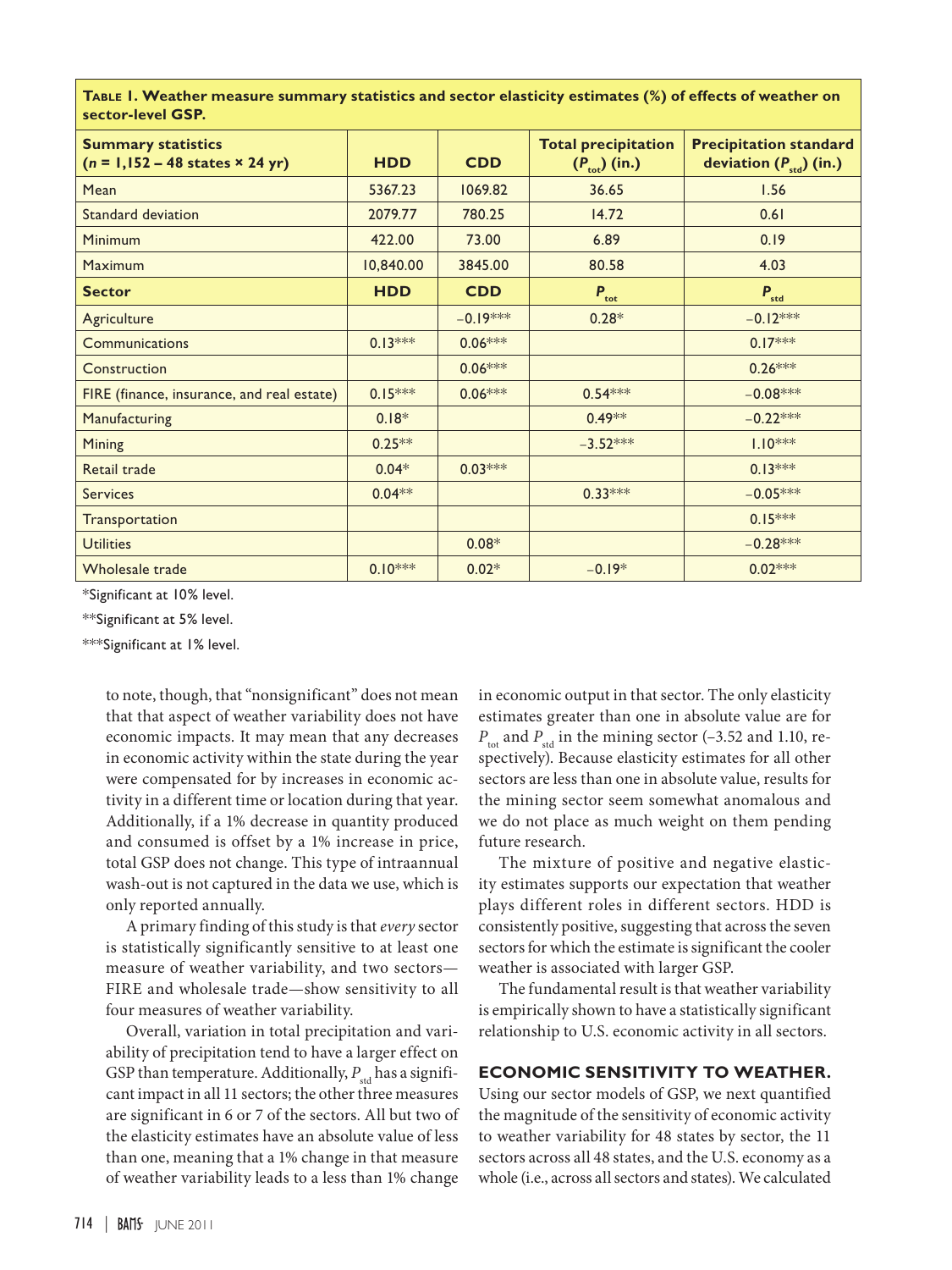**Table 1. Weather measure summary statistics and sector elasticity estimates (%) of effects of weather on sector-level GSP.**

| Summary statistics ($n$ = 1,152 – 48 states × 24 yr) | HDD | CDD | Total precipitation ($P_{tot}$) (in.) | Precipitation standard deviation ($P_{std}$) (in.) |
|---|---|---|---|---|
| Mean | 5367.23 | 1069.82 | 36.65 | 1.56 |
| Standard deviation | 2079.77 | 780.25 | 14.72 | 0.61 |
| Minimum | 422.00 | 73.00 | 6.89 | 0.19 |
| Maximum | 10,840.00 | 3845.00 | 80.58 | 4.03 |
| **Sector** | **HDD** | **CDD** | $P_{tot}$ | $P_{std}$ |
| Agriculture | | −0.19*** | 0.28* | −0.12*** |
| Communications | 0.13*** | 0.06*** | | 0.17*** |
| Construction | | 0.06*** | | 0.26*** |
| FIRE (finance, insurance, and real estate) | 0.15*** | 0.06*** | 0.54*** | −0.08*** |
| Manufacturing | 0.18* | | 0.49** | −0.22*** |
| Mining | 0.25** | | −3.52*** | 1.10*** |
| Retail trade | 0.04* | 0.03*** | | 0.13*** |
| Services | 0.04** | | 0.33*** | −0.05*** |
| Transportation | | | | 0.15*** |
| Utilities | | 0.08* | | −0.28*** |
| Wholesale trade | 0.10*** | 0.02* | −0.19* | 0.02*** |

*Significant at 10% level.

**Significant at 5% level.

***Significant at 1% level.

to note, though, that "nonsignificant" does not mean that that aspect of weather variability does not have economic impacts. It may mean that any decreases in economic activity within the state during the year were compensated for by increases in economic activity in a different time or location during that year. Additionally, if a 1% decrease in quantity produced and consumed is offset by a 1% increase in price, total GSP does not change. This type of intraannual wash-out is not captured in the data we use, which is only reported annually.

A primary finding of this study is that *every* sector is statistically significantly sensitive to at least one measure of weather variability, and two sectors—FIRE and wholesale trade—show sensitivity to all four measures of weather variability.

Overall, variation in total precipitation and variability of precipitation tend to have a larger effect on GSP than temperature. Additionally, $P_{std}$ has a significant impact in all 11 sectors; the other three measures are significant in 6 or 7 of the sectors. All but two of the elasticity estimates have an absolute value of less than one, meaning that a 1% change in that measure of weather variability leads to a less than 1% change in economic output in that sector. The only elasticity estimates greater than one in absolute value are for $P_{tot}$ and $P_{std}$ in the mining sector (–3.52 and 1.10, respectively). Because elasticity estimates for all other sectors are less than one in absolute value, results for the mining sector seem somewhat anomalous and we do not place as much weight on them pending future research.

The mixture of positive and negative elasticity estimates supports our expectation that weather plays different roles in different sectors. HDD is consistently positive, suggesting that across the seven sectors for which the estimate is significant the cooler weather is associated with larger GSP.

The fundamental result is that weather variability is empirically shown to have a statistically significant relationship to U.S. economic activity in all sectors.

## ECONOMIC SENSITIVITY TO WEATHER.

Using our sector models of GSP, we next quantified the magnitude of the sensitivity of economic activity to weather variability for 48 states by sector, the 11 sectors across all 48 states, and the U.S. economy as a whole (i.e., across all sectors and states). We calculated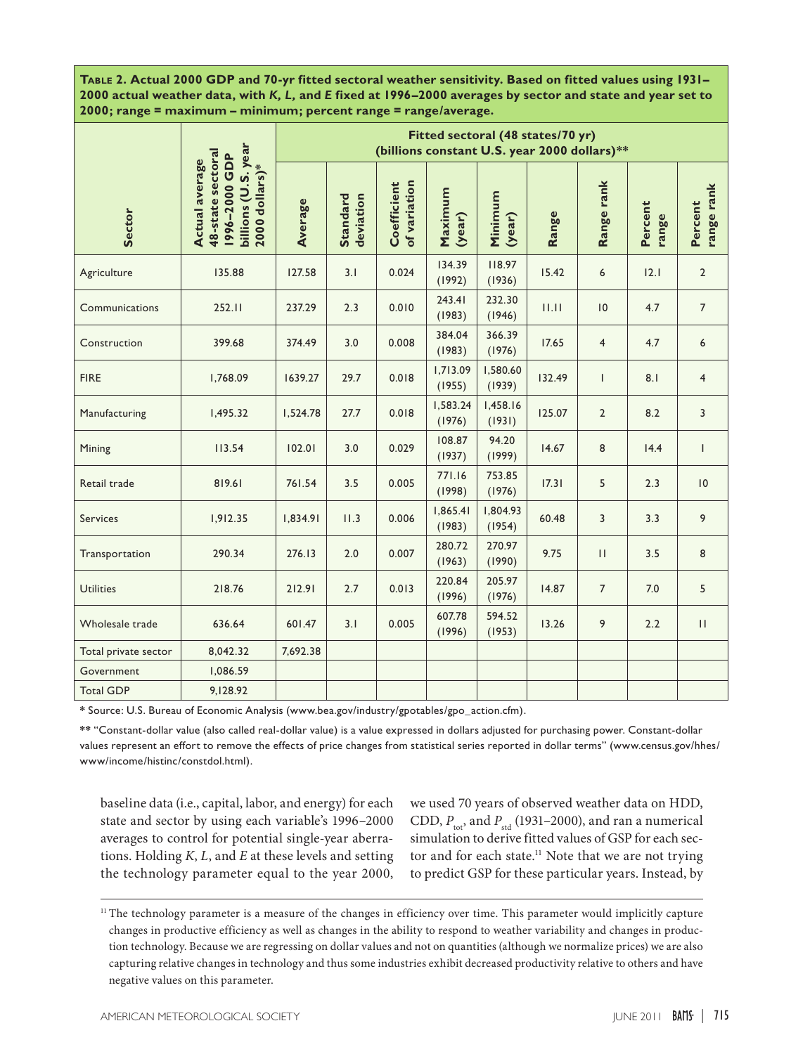**Table 2. Actual 2000 GDP and 70-yr fitted sectoral weather sensitivity. Based on fitted values using 1931–2000 actual weather data, with *K*, *L*, and *E* fixed at 1996–2000 averages by sector and state and year set to 2000; range = maximum – minimum; percent range = range/average.**

| Sector | Actual average 48-state sectoral 1996–2000 GDP billions (U.S. year 2000 dollars)* | Fitted sectoral (48 states/70 yr) (billions constant U.S. year 2000 dollars)** | | | | | | | | |
|---|---|---|---|---|---|---|---|---|---|---|
| | | Average | Standard deviation | Coefficient of variation | Maximum (year) | Minimum (year) | Range | Range rank | Percent range | Percent range rank |
| Agriculture | 135.88 | 127.58 | 3.1 | 0.024 | 134.39 (1992) | 118.97 (1936) | 15.42 | 6 | 12.1 | 2 |
| Communications | 252.11 | 237.29 | 2.3 | 0.010 | 243.41 (1983) | 232.30 (1946) | 11.11 | 10 | 4.7 | 7 |
| Construction | 399.68 | 374.49 | 3.0 | 0.008 | 384.04 (1983) | 366.39 (1976) | 17.65 | 4 | 4.7 | 6 |
| FIRE | 1,768.09 | 1639.27 | 29.7 | 0.018 | 1,713.09 (1955) | 1,580.60 (1939) | 132.49 | 1 | 8.1 | 4 |
| Manufacturing | 1,495.32 | 1,524.78 | 27.7 | 0.018 | 1,583.24 (1976) | 1,458.16 (1931) | 125.07 | 2 | 8.2 | 3 |
| Mining | 113.54 | 102.01 | 3.0 | 0.029 | 108.87 (1937) | 94.20 (1999) | 14.67 | 8 | 14.4 | 1 |
| Retail trade | 819.61 | 761.54 | 3.5 | 0.005 | 771.16 (1998) | 753.85 (1976) | 17.31 | 5 | 2.3 | 10 |
| Services | 1,912.35 | 1,834.91 | 11.3 | 0.006 | 1,865.41 (1983) | 1,804.93 (1954) | 60.48 | 3 | 3.3 | 9 |
| Transportation | 290.34 | 276.13 | 2.0 | 0.007 | 280.72 (1963) | 270.97 (1990) | 9.75 | 11 | 3.5 | 8 |
| Utilities | 218.76 | 212.91 | 2.7 | 0.013 | 220.84 (1996) | 205.97 (1976) | 14.87 | 7 | 7.0 | 5 |
| Wholesale trade | 636.64 | 601.47 | 3.1 | 0.005 | 607.78 (1996) | 594.52 (1953) | 13.26 | 9 | 2.2 | 11 |
| Total private sector | 8,042.32 | 7,692.38 | | | | | | | | |
| Government | 1,086.59 | | | | | | | | | |
| Total GDP | 9,128.92 | | | | | | | | | |

\* Source: U.S. Bureau of Economic Analysis (www.bea.gov/industry/gpotables/gpo_action.cfm).

\*\* "Constant-dollar value (also called real-dollar value) is a value expressed in dollars adjusted for purchasing power. Constant-dollar values represent an effort to remove the effects of price changes from statistical series reported in dollar terms" (www.census.gov/hhes/www/income/histinc/constdol.html).

baseline data (i.e., capital, labor, and energy) for each state and sector by using each variable's 1996–2000 averages to control for potential single-year aberrations. Holding *K*, *L*, and *E* at these levels and setting the technology parameter equal to the year 2000, we used 70 years of observed weather data on HDD, CDD, $P_{tot}$, and $P_{std}$ (1931–2000), and ran a numerical simulation to derive fitted values of GSP for each sector and for each state.[11] Note that we are not trying to predict GSP for these particular years. Instead, by

[11] The technology parameter is a measure of the changes in efficiency over time. This parameter would implicitly capture changes in productive efficiency as well as changes in the ability to respond to weather variability and changes in production technology. Because we are regressing on dollar values and not on quantities (although we normalize prices) we are also capturing relative changes in technology and thus some industries exhibit decreased productivity relative to others and have negative values on this parameter.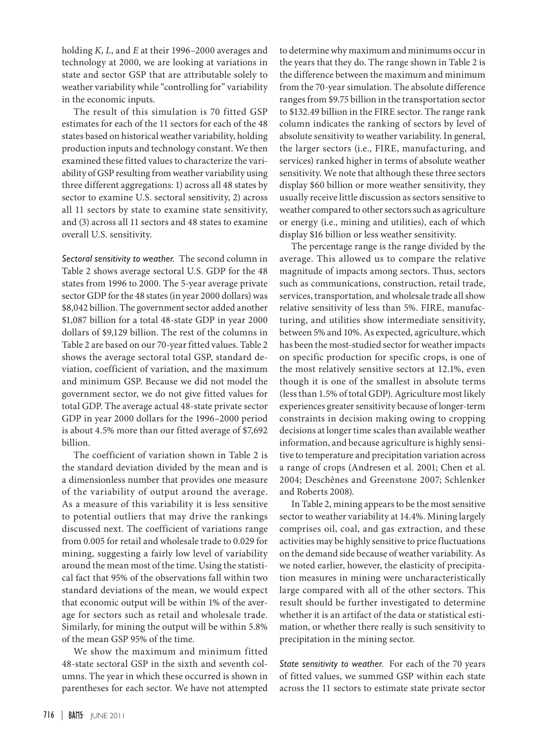holding $K$, $L$, and $E$ at their 1996–2000 averages and technology at 2000, we are looking at variations in state and sector GSP that are attributable solely to weather variability while "controlling for" variability in the economic inputs.

The result of this simulation is 70 fitted GSP estimates for each of the 11 sectors for each of the 48 states based on historical weather variability, holding production inputs and technology constant. We then examined these fitted values to characterize the variability of GSP resulting from weather variability using three different aggregations: 1) across all 48 states by sector to examine U.S. sectoral sensitivity, 2) across all 11 sectors by state to examine state sensitivity, and (3) across all 11 sectors and 48 states to examine overall U.S. sensitivity.

*Sectoral sensitivity to weather.* The second column in Table 2 shows average sectoral U.S. GDP for the 48 states from 1996 to 2000. The 5-year average private sector GDP for the 48 states (in year 2000 dollars) was $8,042 billion. The government sector added another $1,087 billion for a total 48-state GDP in year 2000 dollars of $9,129 billion. The rest of the columns in Table 2 are based on our 70-year fitted values. Table 2 shows the average sectoral total GSP, standard deviation, coefficient of variation, and the maximum and minimum GSP. Because we did not model the government sector, we do not give fitted values for total GDP. The average actual 48-state private sector GDP in year 2000 dollars for the 1996–2000 period is about 4.5% more than our fitted average of $7,692 billion.

The coefficient of variation shown in Table 2 is the standard deviation divided by the mean and is a dimensionless number that provides one measure of the variability of output around the average. As a measure of this variability it is less sensitive to potential outliers that may drive the rankings discussed next. The coefficient of variations range from 0.005 for retail and wholesale trade to 0.029 for mining, suggesting a fairly low level of variability around the mean most of the time. Using the statistical fact that 95% of the observations fall within two standard deviations of the mean, we would expect that economic output will be within 1% of the average for sectors such as retail and wholesale trade. Similarly, for mining the output will be within 5.8% of the mean GSP 95% of the time.

We show the maximum and minimum fitted 48-state sectoral GSP in the sixth and seventh columns. The year in which these occurred is shown in parentheses for each sector. We have not attempted to determine why maximum and minimums occur in the years that they do. The range shown in Table 2 is the difference between the maximum and minimum from the 70-year simulation. The absolute difference ranges from $9.75 billion in the transportation sector to $132.49 billion in the FIRE sector. The range rank column indicates the ranking of sectors by level of absolute sensitivity to weather variability. In general, the larger sectors (i.e., FIRE, manufacturing, and services) ranked higher in terms of absolute weather sensitivity. We note that although these three sectors display $60 billion or more weather sensitivity, they usually receive little discussion as sectors sensitive to weather compared to other sectors such as agriculture or energy (i.e., mining and utilities), each of which display $16 billion or less weather sensitivity.

The percentage range is the range divided by the average. This allowed us to compare the relative magnitude of impacts among sectors. Thus, sectors such as communications, construction, retail trade, services, transportation, and wholesale trade all show relative sensitivity of less than 5%. FIRE, manufacturing, and utilities show intermediate sensitivity, between 5% and 10%. As expected, agriculture, which has been the most-studied sector for weather impacts on specific production for specific crops, is one of the most relatively sensitive sectors at 12.1%, even though it is one of the smallest in absolute terms (less than 1.5% of total GDP). Agriculture most likely experiences greater sensitivity because of longer-term constraints in decision making owing to cropping decisions at longer time scales than available weather information, and because agriculture is highly sensitive to temperature and precipitation variation across a range of crops (Andresen et al. 2001; Chen et al. 2004; Deschênes and Greenstone 2007; Schlenker and Roberts 2008).

In Table 2, mining appears to be the most sensitive sector to weather variability at 14.4%. Mining largely comprises oil, coal, and gas extraction, and these activities may be highly sensitive to price fluctuations on the demand side because of weather variability. As we noted earlier, however, the elasticity of precipitation measures in mining were uncharacteristically large compared with all of the other sectors. This result should be further investigated to determine whether it is an artifact of the data or statistical estimation, or whether there really is such sensitivity to precipitation in the mining sector.

*State sensitivity to weather.* For each of the 70 years of fitted values, we summed GSP within each state across the 11 sectors to estimate state private sector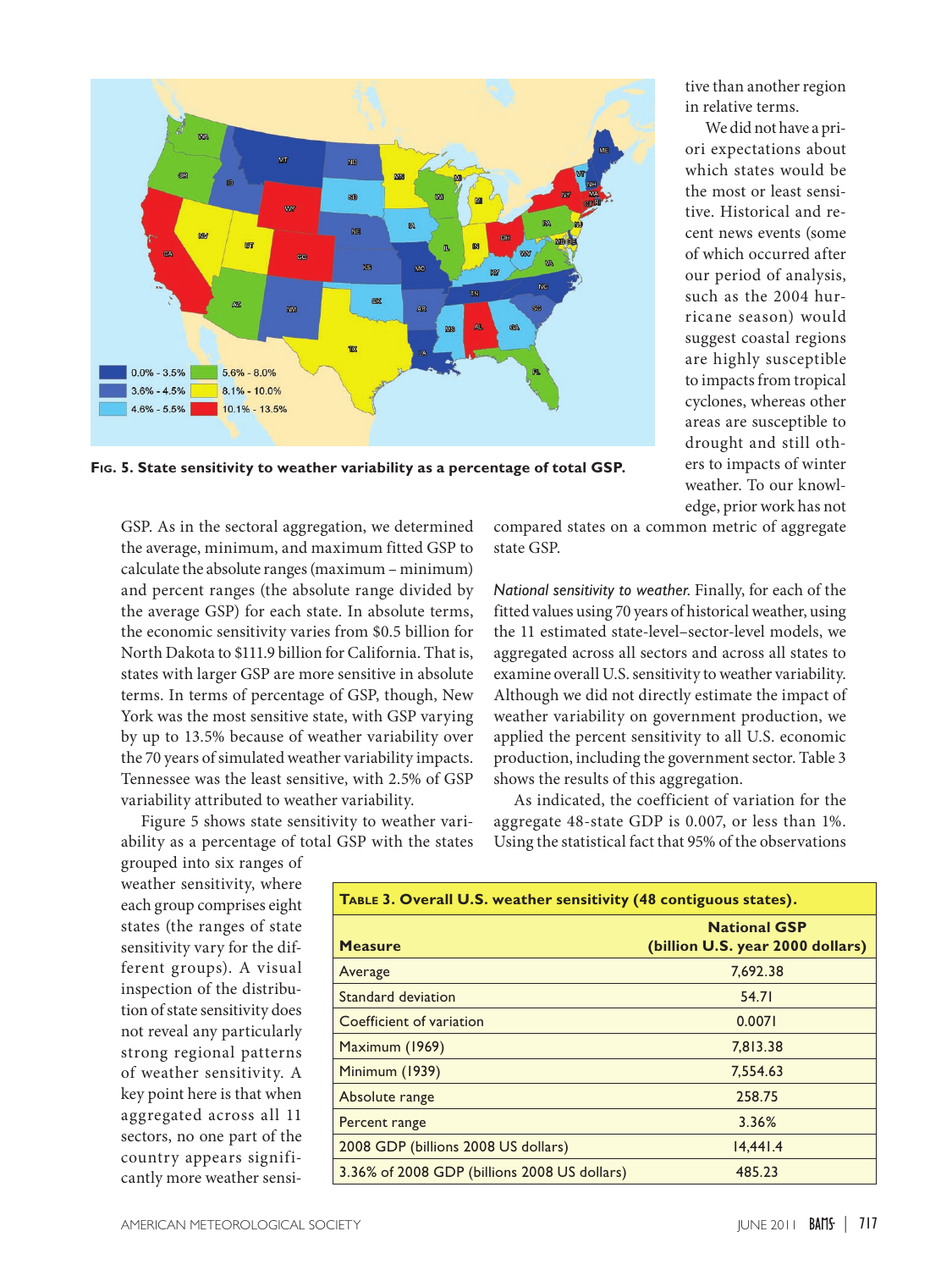tive than another region in relative terms.

We did not have a priori expectations about which states would be the most or least sensitive. Historical and recent news events (some of which occurred after our period of analysis, such as the 2004 hurricane season) would suggest coastal regions are highly susceptible to impacts from tropical cyclones, whereas other areas are susceptible to drought and still others to impacts of winter weather. To our knowledge, prior work has not compared states on a common metric of aggregate state GSP.

**Fig. 5. State sensitivity to weather variability as a percentage of total GSP.**

GSP. As in the sectoral aggregation, we determined the average, minimum, and maximum fitted GSP to calculate the absolute ranges (maximum – minimum) and percent ranges (the absolute range divided by the average GSP) for each state. In absolute terms, the economic sensitivity varies from \$0.5 billion for North Dakota to \$111.9 billion for California. That is, states with larger GSP are more sensitive in absolute terms. In terms of percentage of GSP, though, New York was the most sensitive state, with GSP varying by up to 13.5% because of weather variability over the 70 years of simulated weather variability impacts. Tennessee was the least sensitive, with 2.5% of GSP variability attributed to weather variability.

Figure 5 shows state sensitivity to weather variability as a percentage of total GSP with the states grouped into six ranges of weather sensitivity, where each group comprises eight states (the ranges of state sensitivity vary for the different groups). A visual inspection of the distribution of state sensitivity does not reveal any particularly strong regional patterns of weather sensitivity. A key point here is that when aggregated across all 11 sectors, no one part of the country appears significantly more weather sensitive than another region in relative terms.

*National sensitivity to weather.* Finally, for each of the fitted values using 70 years of historical weather, using the 11 estimated state-level–sector-level models, we aggregated across all sectors and across all states to examine overall U.S. sensitivity to weather variability. Although we did not directly estimate the impact of weather variability on government production, we applied the percent sensitivity to all U.S. economic production, including the government sector. Table 3 shows the results of this aggregation.

As indicated, the coefficient of variation for the aggregate 48-state GDP is 0.007, or less than 1%. Using the statistical fact that 95% of the observations

**Table 3. Overall U.S. weather sensitivity (48 contiguous states).**

| Measure | National GSP (billion U.S. year 2000 dollars) |
|---|---|
| Average | 7,692.38 |
| Standard deviation | 54.71 |
| Coefficient of variation | 0.0071 |
| Maximum (1969) | 7,813.38 |
| Minimum (1939) | 7,554.63 |
| Absolute range | 258.75 |
| Percent range | 3.36% |
| 2008 GDP (billions 2008 US dollars) | 14,441.4 |
| 3.36% of 2008 GDP (billions 2008 US dollars) | 485.23 |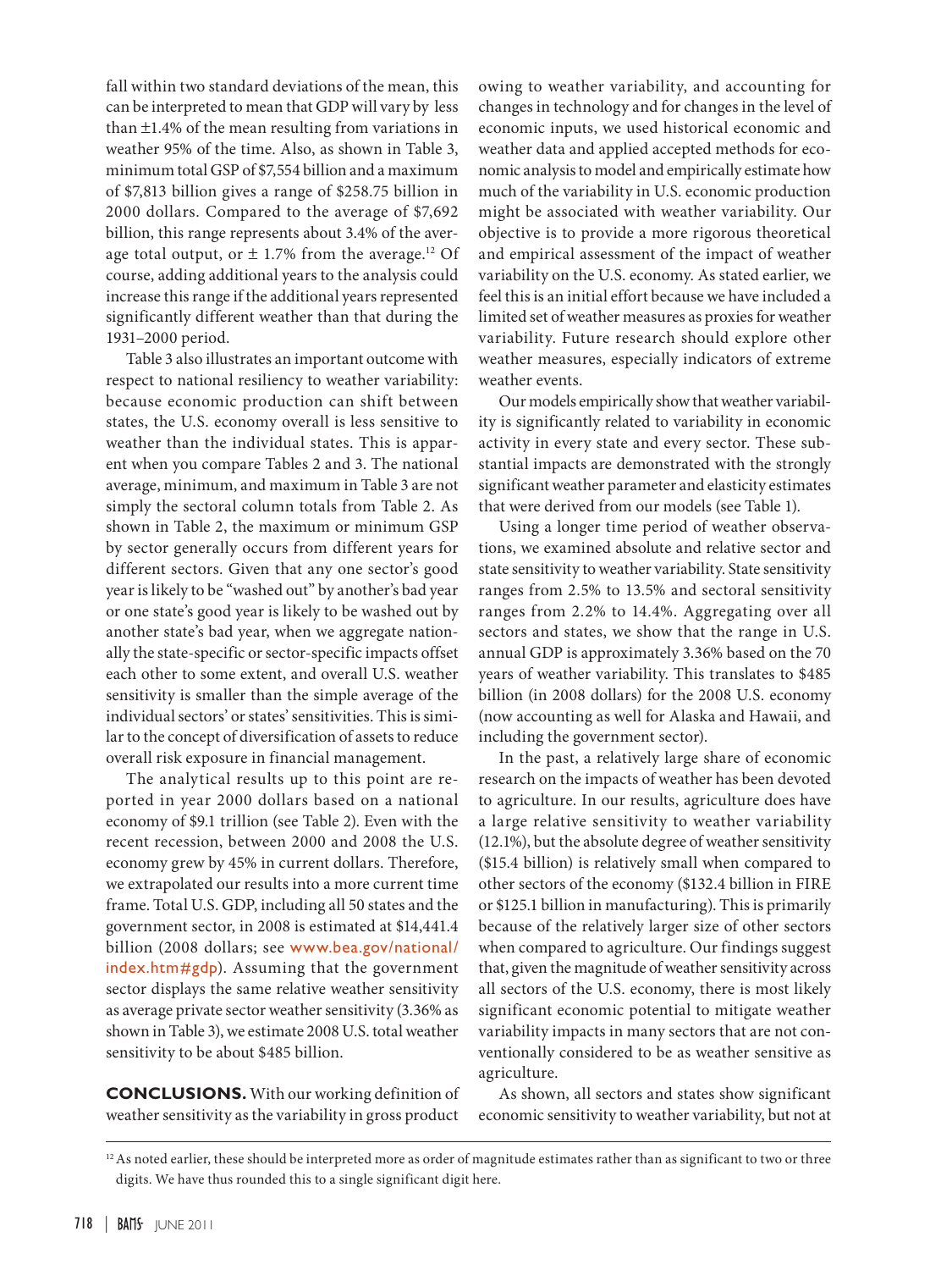fall within two standard deviations of the mean, this can be interpreted to mean that GDP will vary by less than ±1.4% of the mean resulting from variations in weather 95% of the time. Also, as shown in Table 3, minimum total GSP of $7,554 billion and a maximum of $7,813 billion gives a range of $258.75 billion in 2000 dollars. Compared to the average of $7,692 billion, this range represents about 3.4% of the average total output, or ± 1.7% from the average.[12] Of course, adding additional years to the analysis could increase this range if the additional years represented significantly different weather than that during the 1931–2000 period.

Table 3 also illustrates an important outcome with respect to national resiliency to weather variability: because economic production can shift between states, the U.S. economy overall is less sensitive to weather than the individual states. This is apparent when you compare Tables 2 and 3. The national average, minimum, and maximum in Table 3 are not simply the sectoral column totals from Table 2. As shown in Table 2, the maximum or minimum GSP by sector generally occurs from different years for different sectors. Given that any one sector's good year is likely to be "washed out" by another's bad year or one state's good year is likely to be washed out by another state's bad year, when we aggregate nationally the state-specific or sector-specific impacts offset each other to some extent, and overall U.S. weather sensitivity is smaller than the simple average of the individual sectors' or states' sensitivities. This is similar to the concept of diversification of assets to reduce overall risk exposure in financial management.

The analytical results up to this point are reported in year 2000 dollars based on a national economy of $9.1 trillion (see Table 2). Even with the recent recession, between 2000 and 2008 the U.S. economy grew by 45% in current dollars. Therefore, we extrapolated our results into a more current time frame. Total U.S. GDP, including all 50 states and the government sector, in 2008 is estimated at $14,441.4 billion (2008 dollars; see www.bea.gov/national/index.htm#gdp). Assuming that the government sector displays the same relative weather sensitivity as average private sector weather sensitivity (3.36% as shown in Table 3), we estimate 2008 U.S. total weather sensitivity to be about $485 billion.

**CONCLUSIONS.** With our working definition of weather sensitivity as the variability in gross product owing to weather variability, and accounting for changes in technology and for changes in the level of economic inputs, we used historical economic and weather data and applied accepted methods for economic analysis to model and empirically estimate how much of the variability in U.S. economic production might be associated with weather variability. Our objective is to provide a more rigorous theoretical and empirical assessment of the impact of weather variability on the U.S. economy. As stated earlier, we feel this is an initial effort because we have included a limited set of weather measures as proxies for weather variability. Future research should explore other weather measures, especially indicators of extreme weather events.

Our models empirically show that weather variability is significantly related to variability in economic activity in every state and every sector. These substantial impacts are demonstrated with the strongly significant weather parameter and elasticity estimates that were derived from our models (see Table 1).

Using a longer time period of weather observations, we examined absolute and relative sector and state sensitivity to weather variability. State sensitivity ranges from 2.5% to 13.5% and sectoral sensitivity ranges from 2.2% to 14.4%. Aggregating over all sectors and states, we show that the range in U.S. annual GDP is approximately 3.36% based on the 70 years of weather variability. This translates to $485 billion (in 2008 dollars) for the 2008 U.S. economy (now accounting as well for Alaska and Hawaii, and including the government sector).

In the past, a relatively large share of economic research on the impacts of weather has been devoted to agriculture. In our results, agriculture does have a large relative sensitivity to weather variability (12.1%), but the absolute degree of weather sensitivity ($15.4 billion) is relatively small when compared to other sectors of the economy ($132.4 billion in FIRE or $125.1 billion in manufacturing). This is primarily because of the relatively larger size of other sectors when compared to agriculture. Our findings suggest that, given the magnitude of weather sensitivity across all sectors of the U.S. economy, there is most likely significant economic potential to mitigate weather variability impacts in many sectors that are not conventionally considered to be as weather sensitive as agriculture.

As shown, all sectors and states show significant economic sensitivity to weather variability, but not at

[12] As noted earlier, these should be interpreted more as order of magnitude estimates rather than as significant to two or three digits. We have thus rounded this to a single significant digit here.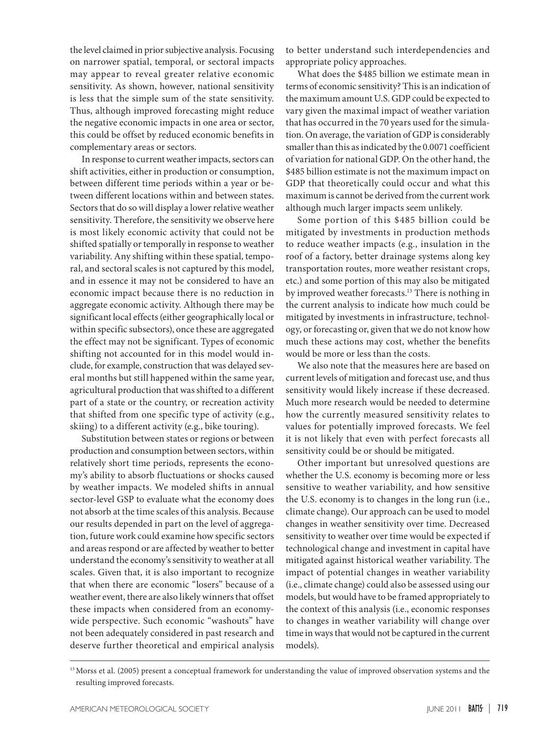the level claimed in prior subjective analysis. Focusing on narrower spatial, temporal, or sectoral impacts may appear to reveal greater relative economic sensitivity. As shown, however, national sensitivity is less that the simple sum of the state sensitivity. Thus, although improved forecasting might reduce the negative economic impacts in one area or sector, this could be offset by reduced economic benefits in complementary areas or sectors.

In response to current weather impacts, sectors can shift activities, either in production or consumption, between different time periods within a year or between different locations within and between states. Sectors that do so will display a lower relative weather sensitivity. Therefore, the sensitivity we observe here is most likely economic activity that could not be shifted spatially or temporally in response to weather variability. Any shifting within these spatial, temporal, and sectoral scales is not captured by this model, and in essence it may not be considered to have an economic impact because there is no reduction in aggregate economic activity. Although there may be significant local effects (either geographically local or within specific subsectors), once these are aggregated the effect may not be significant. Types of economic shifting not accounted for in this model would include, for example, construction that was delayed several months but still happened within the same year, agricultural production that was shifted to a different part of a state or the country, or recreation activity that shifted from one specific type of activity (e.g., skiing) to a different activity (e.g., bike touring).

Substitution between states or regions or between production and consumption between sectors, within relatively short time periods, represents the economy's ability to absorb fluctuations or shocks caused by weather impacts. We modeled shifts in annual sector-level GSP to evaluate what the economy does not absorb at the time scales of this analysis. Because our results depended in part on the level of aggregation, future work could examine how specific sectors and areas respond or are affected by weather to better understand the economy's sensitivity to weather at all scales. Given that, it is also important to recognize that when there are economic "losers" because of a weather event, there are also likely winners that offset these impacts when considered from an economy-wide perspective. Such economic "washouts" have not been adequately considered in past research and deserve further theoretical and empirical analysis to better understand such interdependencies and appropriate policy approaches.

What does the $485 billion we estimate mean in terms of economic sensitivity? This is an indication of the maximum amount U.S. GDP could be expected to vary given the maximal impact of weather variation that has occurred in the 70 years used for the simulation. On average, the variation of GDP is considerably smaller than this as indicated by the 0.0071 coefficient of variation for national GDP. On the other hand, the $485 billion estimate is not the maximum impact on GDP that theoretically could occur and what this maximum is cannot be derived from the current work although much larger impacts seem unlikely.

Some portion of this $485 billion could be mitigated by investments in production methods to reduce weather impacts (e.g., insulation in the roof of a factory, better drainage systems along key transportation routes, more weather resistant crops, etc.) and some portion of this may also be mitigated by improved weather forecasts.[13] There is nothing in the current analysis to indicate how much could be mitigated by investments in infrastructure, technology, or forecasting or, given that we do not know how much these actions may cost, whether the benefits would be more or less than the costs.

We also note that the measures here are based on current levels of mitigation and forecast use, and thus sensitivity would likely increase if these decreased. Much more research would be needed to determine how the currently measured sensitivity relates to values for potentially improved forecasts. We feel it is not likely that even with perfect forecasts all sensitivity could be or should be mitigated.

Other important but unresolved questions are whether the U.S. economy is becoming more or less sensitive to weather variability, and how sensitive the U.S. economy is to changes in the long run (i.e., climate change). Our approach can be used to model changes in weather sensitivity over time. Decreased sensitivity to weather over time would be expected if technological change and investment in capital have mitigated against historical weather variability. The impact of potential changes in weather variability (i.e., climate change) could also be assessed using our models, but would have to be framed appropriately to the context of this analysis (i.e., economic responses to changes in weather variability will change over time in ways that would not be captured in the current models).

[13] Morss et al. (2005) present a conceptual framework for understanding the value of improved observation systems and the resulting improved forecasts.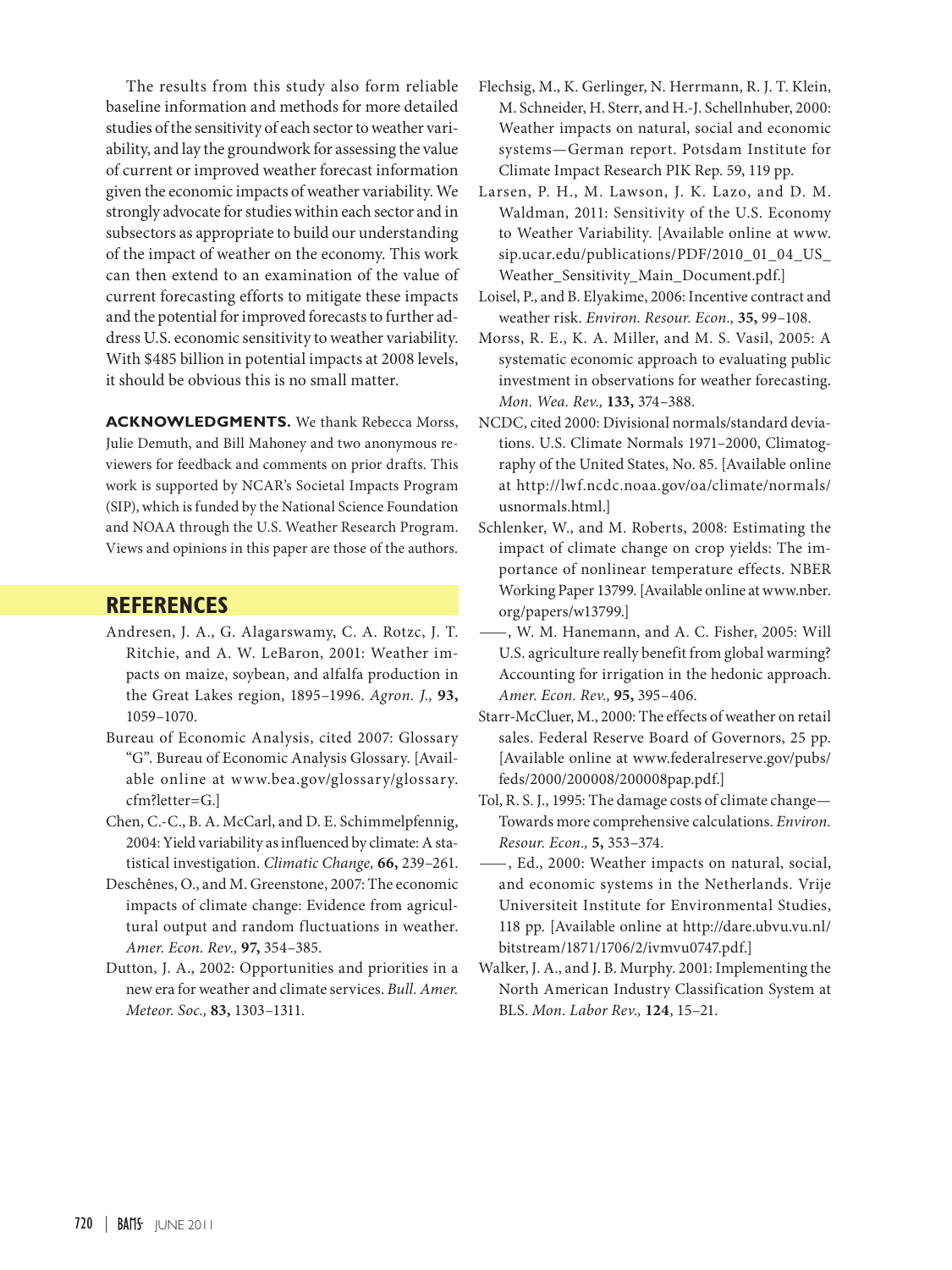The results from this study also form reliable baseline information and methods for more detailed studies of the sensitivity of each sector to weather variability, and lay the groundwork for assessing the value of current or improved weather forecast information given the economic impacts of weather variability. We strongly advocate for studies within each sector and in subsectors as appropriate to build our understanding of the impact of weather on the economy. This work can then extend to an examination of the value of current forecasting efforts to mitigate these impacts and the potential for improved forecasts to further address U.S. economic sensitivity to weather variability. With $485 billion in potential impacts at 2008 levels, it should be obvious this is no small matter.

**ACKNOWLEDGMENTS.** We thank Rebecca Morss, Julie Demuth, and Bill Mahoney and two anonymous reviewers for feedback and comments on prior drafts. This work is supported by NCAR's Societal Impacts Program (SIP), which is funded by the National Science Foundation and NOAA through the U.S. Weather Research Program. Views and opinions in this paper are those of the authors.

## REFERENCES

Andresen, J. A., G. Alagarswamy, C. A. Rotzc, J. T. Ritchie, and A. W. LeBaron, 2001: Weather impacts on maize, soybean, and alfalfa production in the Great Lakes region, 1895–1996. *Agron. J.,* **93,** 1059–1070.

Bureau of Economic Analysis, cited 2007: Glossary "G". Bureau of Economic Analysis Glossary. [Available online at www.bea.gov/glossary/glossary.cfm?letter=G.]

Chen, C.-C., B. A. McCarl, and D. E. Schimmelpfennig, 2004: Yield variability as influenced by climate: A statistical investigation. *Climatic Change,* **66,** 239–261.

Deschênes, O., and M. Greenstone, 2007: The economic impacts of climate change: Evidence from agricultural output and random fluctuations in weather. *Amer. Econ. Rev.,* **97,** 354–385.

Dutton, J. A., 2002: Opportunities and priorities in a new era for weather and climate services. *Bull. Amer. Meteor. Soc.,* **83,** 1303–1311.

Flechsig, M., K. Gerlinger, N. Herrmann, R. J. T. Klein, M. Schneider, H. Sterr, and H.-J. Schellnhuber, 2000: Weather impacts on natural, social and economic systems—German report. Potsdam Institute for Climate Impact Research PIK Rep. 59, 119 pp.

Larsen, P. H., M. Lawson, J. K. Lazo, and D. M. Waldman, 2011: Sensitivity of the U.S. Economy to Weather Variability. [Available online at www.sip.ucar.edu/publications/PDF/2010_01_04_US_Weather_Sensitivity_Main_Document.pdf.]

Loisel, P., and B. Elyakime, 2006: Incentive contract and weather risk. *Environ. Resour. Econ.,* **35,** 99–108.

Morss, R. E., K. A. Miller, and M. S. Vasil, 2005: A systematic economic approach to evaluating public investment in observations for weather forecasting. *Mon. Wea. Rev.,* **133,** 374–388.

NCDC, cited 2000: Divisional normals/standard deviations. U.S. Climate Normals 1971–2000, Climatography of the United States, No. 85. [Available online at http://lwf.ncdc.noaa.gov/oa/climate/normals/usnormals.html.]

Schlenker, W., and M. Roberts, 2008: Estimating the impact of climate change on crop yields: The importance of nonlinear temperature effects. NBER Working Paper 13799. [Available online at www.nber.org/papers/w13799.]

——, W. M. Hanemann, and A. C. Fisher, 2005: Will U.S. agriculture really benefit from global warming? Accounting for irrigation in the hedonic approach. *Amer. Econ. Rev.,* **95,** 395–406.

Starr-McCluer, M., 2000: The effects of weather on retail sales. Federal Reserve Board of Governors, 25 pp. [Available online at www.federalreserve.gov/pubs/feds/2000/200008/200008pap.pdf.]

Tol, R. S. J., 1995: The damage costs of climate change—Towards more comprehensive calculations. *Environ. Resour. Econ.,* **5,** 353–374.

——, Ed., 2000: Weather impacts on natural, social, and economic systems in the Netherlands. Vrije Universiteit Institute for Environmental Studies, 118 pp. [Available online at http://dare.ubvu.vu.nl/bitstream/1871/1706/2/ivmvu0747.pdf.]

Walker, J. A., and J. B. Murphy. 2001: Implementing the North American Industry Classification System at BLS. *Mon. Labor Rev.,* **124**, 15–21.